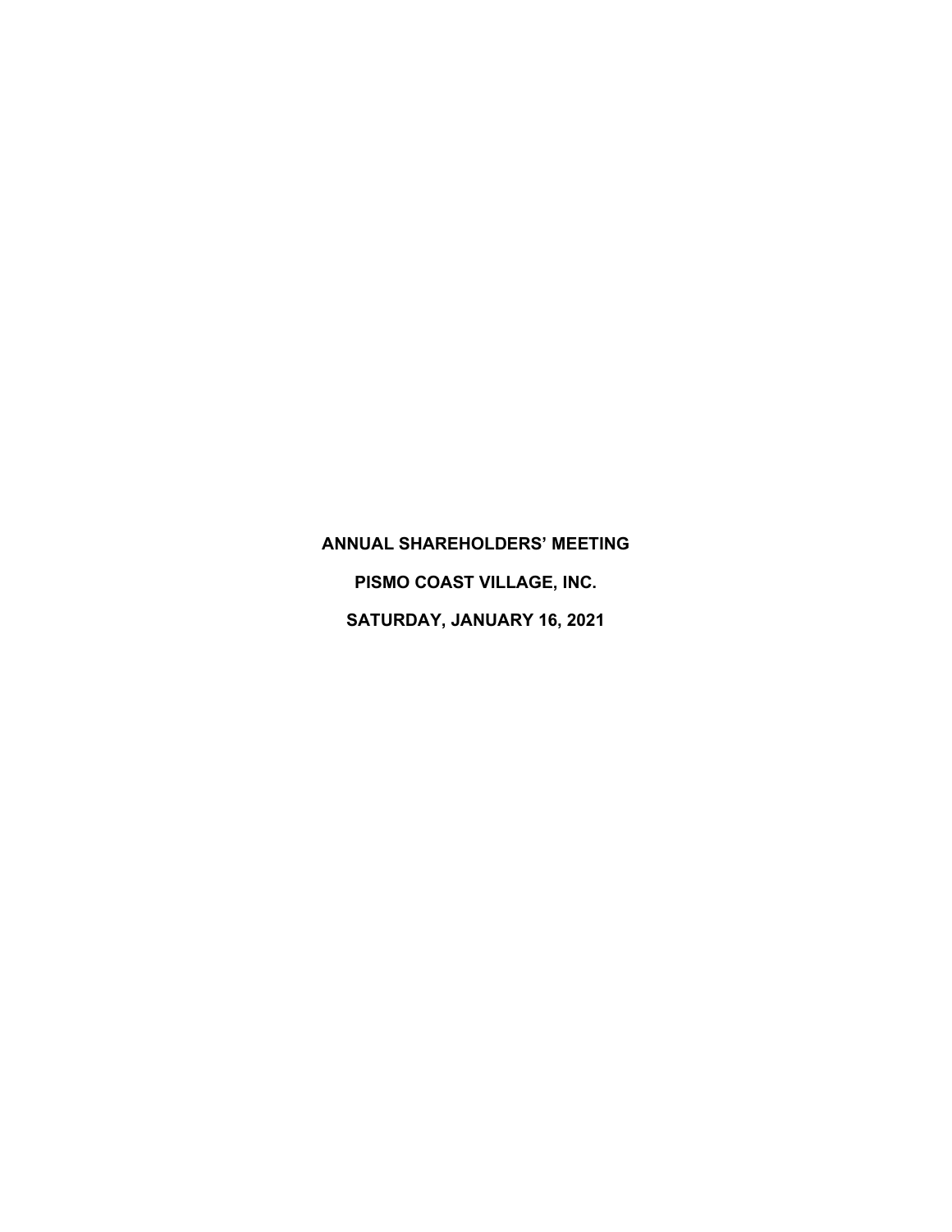# ANNUAL SHAREHOLDERS' MEETING

# PISMO COAST VILLAGE, INC.

# SATURDAY, JANUARY 16, 2021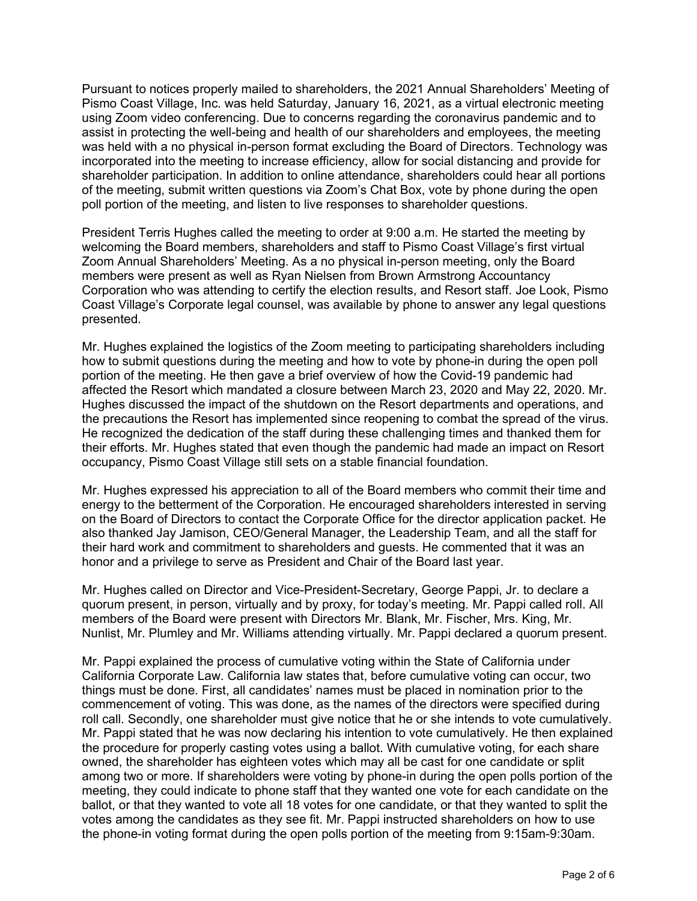Pursuant to notices properly mailed to shareholders, the 2021 Annual Shareholders' Meeting of Pismo Coast Village, Inc. was held Saturday, January 16, 2021, as a virtual electronic meeting using Zoom video conferencing. Due to concerns regarding the coronavirus pandemic and to assist in protecting the well-being and health of our shareholders and employees, the meeting was held with a no physical in-person format excluding the Board of Directors. Technology was incorporated into the meeting to increase efficiency, allow for social distancing and provide for shareholder participation. In addition to online attendance, shareholders could hear all portions of the meeting, submit written questions via Zoom's Chat Box, vote by phone during the open poll portion of the meeting, and listen to live responses to shareholder questions.

President Terris Hughes called the meeting to order at 9:00 a.m. He started the meeting by welcoming the Board members, shareholders and staff to Pismo Coast Village's first virtual Zoom Annual Shareholders' Meeting. As a no physical in-person meeting, only the Board members were present as well as Ryan Nielsen from Brown Armstrong Accountancy Corporation who was attending to certify the election results, and Resort staff. Joe Look, Pismo Coast Village's Corporate legal counsel, was available by phone to answer any legal questions presented.

Mr. Hughes explained the logistics of the Zoom meeting to participating shareholders including how to submit questions during the meeting and how to vote by phone-in during the open poll portion of the meeting. He then gave a brief overview of how the Covid-19 pandemic had affected the Resort which mandated a closure between March 23, 2020 and May 22, 2020. Mr. Hughes discussed the impact of the shutdown on the Resort departments and operations, and the precautions the Resort has implemented since reopening to combat the spread of the virus. He recognized the dedication of the staff during these challenging times and thanked them for their efforts. Mr. Hughes stated that even though the pandemic had made an impact on Resort occupancy, Pismo Coast Village still sets on a stable financial foundation.

Mr. Hughes expressed his appreciation to all of the Board members who commit their time and energy to the betterment of the Corporation. He encouraged shareholders interested in serving on the Board of Directors to contact the Corporate Office for the director application packet. He also thanked Jay Jamison, CEO/General Manager, the Leadership Team, and all the staff for their hard work and commitment to shareholders and guests. He commented that it was an honor and a privilege to serve as President and Chair of the Board last year.

Mr. Hughes called on Director and Vice-President-Secretary, George Pappi, Jr. to declare a quorum present, in person, virtually and by proxy, for today's meeting. Mr. Pappi called roll. All members of the Board were present with Directors Mr. Blank, Mr. Fischer, Mrs. King, Mr. Nunlist, Mr. Plumley and Mr. Williams attending virtually. Mr. Pappi declared a quorum present.

Mr. Pappi explained the process of cumulative voting within the State of California under California Corporate Law. California law states that, before cumulative voting can occur, two things must be done. First, all candidates' names must be placed in nomination prior to the commencement of voting. This was done, as the names of the directors were specified during roll call. Secondly, one shareholder must give notice that he or she intends to vote cumulatively. Mr. Pappi stated that he was now declaring his intention to vote cumulatively. He then explained the procedure for properly casting votes using a ballot. With cumulative voting, for each share owned, the shareholder has eighteen votes which may all be cast for one candidate or split among two or more. If shareholders were voting by phone-in during the open polls portion of the meeting, they could indicate to phone staff that they wanted one vote for each candidate on the ballot, or that they wanted to vote all 18 votes for one candidate, or that they wanted to split the votes among the candidates as they see fit. Mr. Pappi instructed shareholders on how to use the phone-in voting format during the open polls portion of the meeting from 9:15am-9:30am.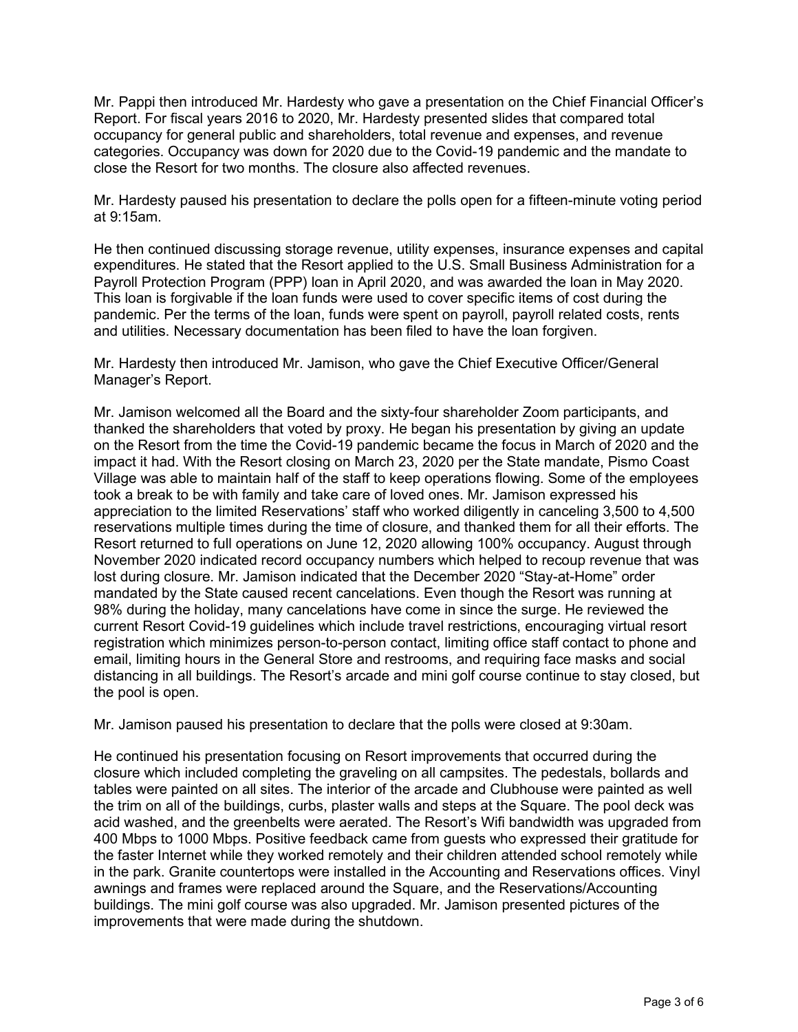Mr. Pappi then introduced Mr. Hardesty who gave a presentation on the Chief Financial Officer's Report. For fiscal years 2016 to 2020, Mr. Hardesty presented slides that compared total occupancy for general public and shareholders, total revenue and expenses, and revenue categories. Occupancy was down for 2020 due to the Covid-19 pandemic and the mandate to close the Resort for two months. The closure also affected revenues.

Mr. Hardesty paused his presentation to declare the polls open for a fifteen-minute voting period at 9:15am.

He then continued discussing storage revenue, utility expenses, insurance expenses and capital expenditures. He stated that the Resort applied to the U.S. Small Business Administration for a Payroll Protection Program (PPP) loan in April 2020, and was awarded the loan in May 2020. This loan is forgivable if the loan funds were used to cover specific items of cost during the pandemic. Per the terms of the loan, funds were spent on payroll, payroll related costs, rents and utilities. Necessary documentation has been filed to have the loan forgiven.

Mr. Hardesty then introduced Mr. Jamison, who gave the Chief Executive Officer/General Manager's Report.

Mr. Jamison welcomed all the Board and the sixty-four shareholder Zoom participants, and thanked the shareholders that voted by proxy. He began his presentation by giving an update on the Resort from the time the Covid-19 pandemic became the focus in March of 2020 and the impact it had. With the Resort closing on March 23, 2020 per the State mandate, Pismo Coast Village was able to maintain half of the staff to keep operations flowing. Some of the employees took a break to be with family and take care of loved ones. Mr. Jamison expressed his appreciation to the limited Reservations' staff who worked diligently in canceling 3,500 to 4,500 reservations multiple times during the time of closure, and thanked them for all their efforts. The Resort returned to full operations on June 12, 2020 allowing 100% occupancy. August through November 2020 indicated record occupancy numbers which helped to recoup revenue that was lost during closure. Mr. Jamison indicated that the December 2020 "Stay-at-Home" order mandated by the State caused recent cancelations. Even though the Resort was running at 98% during the holiday, many cancelations have come in since the surge. He reviewed the current Resort Covid-19 guidelines which include travel restrictions, encouraging virtual resort registration which minimizes person-to-person contact, limiting office staff contact to phone and email, limiting hours in the General Store and restrooms, and requiring face masks and social distancing in all buildings. The Resort's arcade and mini golf course continue to stay closed, but the pool is open.

Mr. Jamison paused his presentation to declare that the polls were closed at 9:30am.

He continued his presentation focusing on Resort improvements that occurred during the closure which included completing the graveling on all campsites. The pedestals, bollards and tables were painted on all sites. The interior of the arcade and Clubhouse were painted as well the trim on all of the buildings, curbs, plaster walls and steps at the Square. The pool deck was acid washed, and the greenbelts were aerated. The Resort's Wifi bandwidth was upgraded from 400 Mbps to 1000 Mbps. Positive feedback came from guests who expressed their gratitude for the faster Internet while they worked remotely and their children attended school remotely while in the park. Granite countertops were installed in the Accounting and Reservations offices. Vinyl awnings and frames were replaced around the Square, and the Reservations/Accounting buildings. The mini golf course was also upgraded. Mr. Jamison presented pictures of the improvements that were made during the shutdown.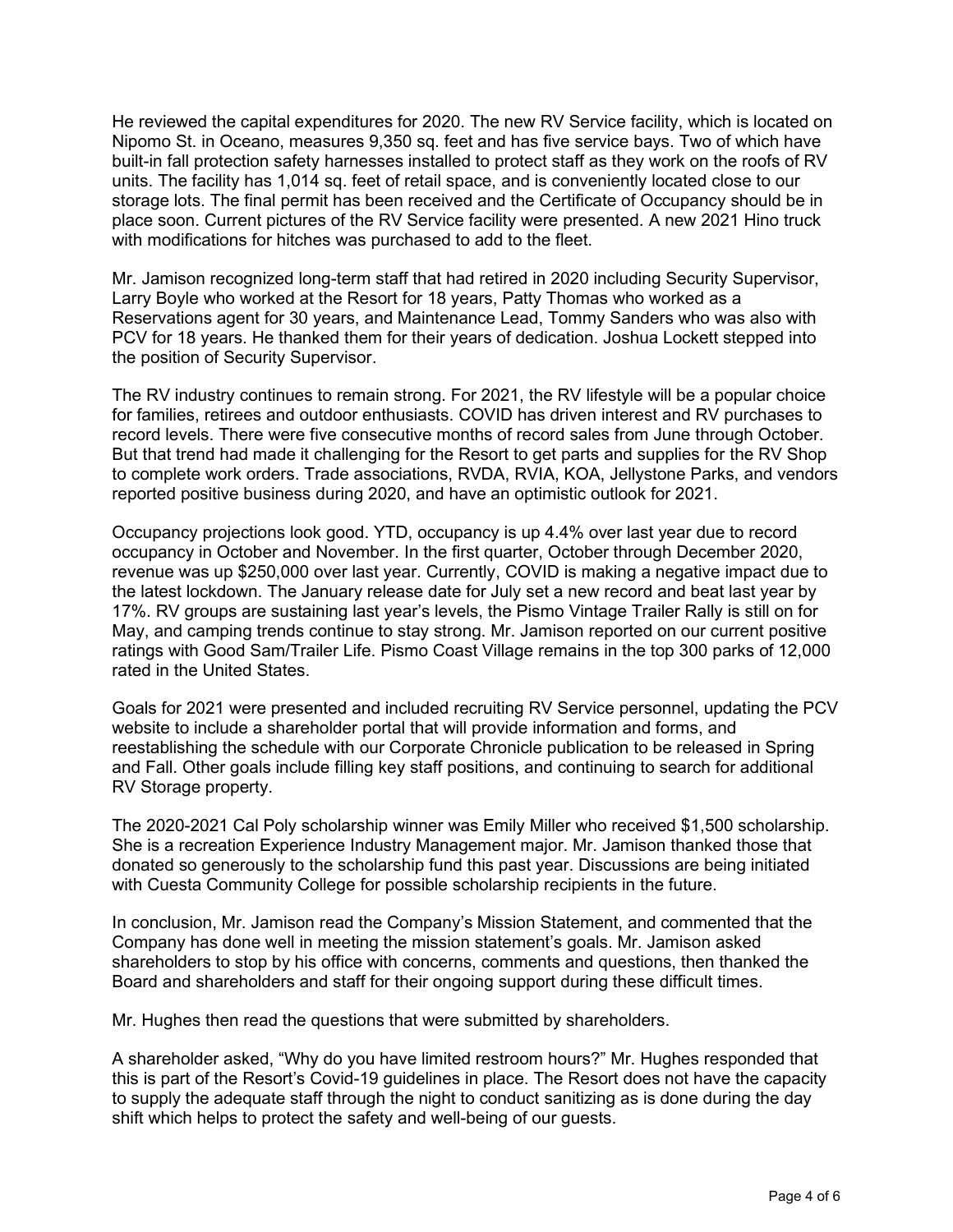He reviewed the capital expenditures for 2020. The new RV Service facility, which is located on Nipomo St. in Oceano, measures 9,350 sq. feet and has five service bays. Two of which have built-in fall protection safety harnesses installed to protect staff as they work on the roofs of RV units. The facility has 1,014 sq. feet of retail space, and is conveniently located close to our storage lots. The final permit has been received and the Certificate of Occupancy should be in place soon. Current pictures of the RV Service facility were presented. A new 2021 Hino truck with modifications for hitches was purchased to add to the fleet.

Mr. Jamison recognized long-term staff that had retired in 2020 including Security Supervisor, Larry Boyle who worked at the Resort for 18 years, Patty Thomas who worked as a Reservations agent for 30 years, and Maintenance Lead, Tommy Sanders who was also with PCV for 18 years. He thanked them for their years of dedication. Joshua Lockett stepped into the position of Security Supervisor.

The RV industry continues to remain strong. For 2021, the RV lifestyle will be a popular choice for families, retirees and outdoor enthusiasts. COVID has driven interest and RV purchases to record levels. There were five consecutive months of record sales from June through October. But that trend had made it challenging for the Resort to get parts and supplies for the RV Shop to complete work orders. Trade associations, RVDA, RVIA, KOA, Jellystone Parks, and vendors reported positive business during 2020, and have an optimistic outlook for 2021.

Occupancy projections look good. YTD, occupancy is up 4.4% over last year due to record occupancy in October and November. In the first quarter, October through December 2020, revenue was up $250,000 over last year. Currently, COVID is making a negative impact due to the latest lockdown. The January release date for July set a new record and beat last year by 17%. RV groups are sustaining last year's levels, the Pismo Vintage Trailer Rally is still on for May, and camping trends continue to stay strong. Mr. Jamison reported on our current positive ratings with Good Sam/Trailer Life. Pismo Coast Village remains in the top 300 parks of 12,000 rated in the United States.

Goals for 2021 were presented and included recruiting RV Service personnel, updating the PCV website to include a shareholder portal that will provide information and forms, and reestablishing the schedule with our Corporate Chronicle publication to be released in Spring and Fall. Other goals include filling key staff positions, and continuing to search for additional RV Storage property.

The 2020-2021 Cal Poly scholarship winner was Emily Miller who received $1,500 scholarship. She is a recreation Experience Industry Management major. Mr. Jamison thanked those that donated so generously to the scholarship fund this past year. Discussions are being initiated with Cuesta Community College for possible scholarship recipients in the future.

In conclusion, Mr. Jamison read the Company's Mission Statement, and commented that the Company has done well in meeting the mission statement's goals. Mr. Jamison asked shareholders to stop by his office with concerns, comments and questions, then thanked the Board and shareholders and staff for their ongoing support during these difficult times.

Mr. Hughes then read the questions that were submitted by shareholders.

A shareholder asked, "Why do you have limited restroom hours?" Mr. Hughes responded that this is part of the Resort's Covid-19 guidelines in place. The Resort does not have the capacity to supply the adequate staff through the night to conduct sanitizing as is done during the day shift which helps to protect the safety and well-being of our guests.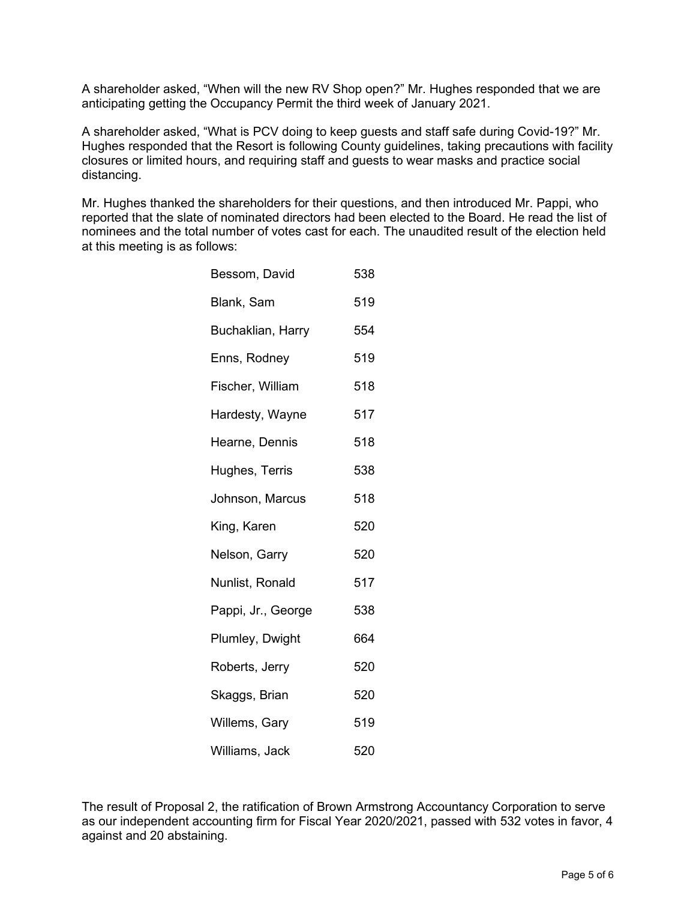A shareholder asked, "When will the new RV Shop open?" Mr. Hughes responded that we are anticipating getting the Occupancy Permit the third week of January 2021.

A shareholder asked, "What is PCV doing to keep guests and staff safe during Covid-19?" Mr. Hughes responded that the Resort is following County guidelines, taking precautions with facility closures or limited hours, and requiring staff and guests to wear masks and practice social distancing.

Mr. Hughes thanked the shareholders for their questions, and then introduced Mr. Pappi, who reported that the slate of nominated directors had been elected to the Board. He read the list of nominees and the total number of votes cast for each. The unaudited result of the election held at this meeting is as follows:

| | |
|---|---|
| Bessom, David | 538 |
| Blank, Sam | 519 |
| Buchaklian, Harry | 554 |
| Enns, Rodney | 519 |
| Fischer, William | 518 |
| Hardesty, Wayne | 517 |
| Hearne, Dennis | 518 |
| Hughes, Terris | 538 |
| Johnson, Marcus | 518 |
| King, Karen | 520 |
| Nelson, Garry | 520 |
| Nunlist, Ronald | 517 |
| Pappi, Jr., George | 538 |
| Plumley, Dwight | 664 |
| Roberts, Jerry | 520 |
| Skaggs, Brian | 520 |
| Willems, Gary | 519 |
| Williams, Jack | 520 |

The result of Proposal 2, the ratification of Brown Armstrong Accountancy Corporation to serve as our independent accounting firm for Fiscal Year 2020/2021, passed with 532 votes in favor, 4 against and 20 abstaining.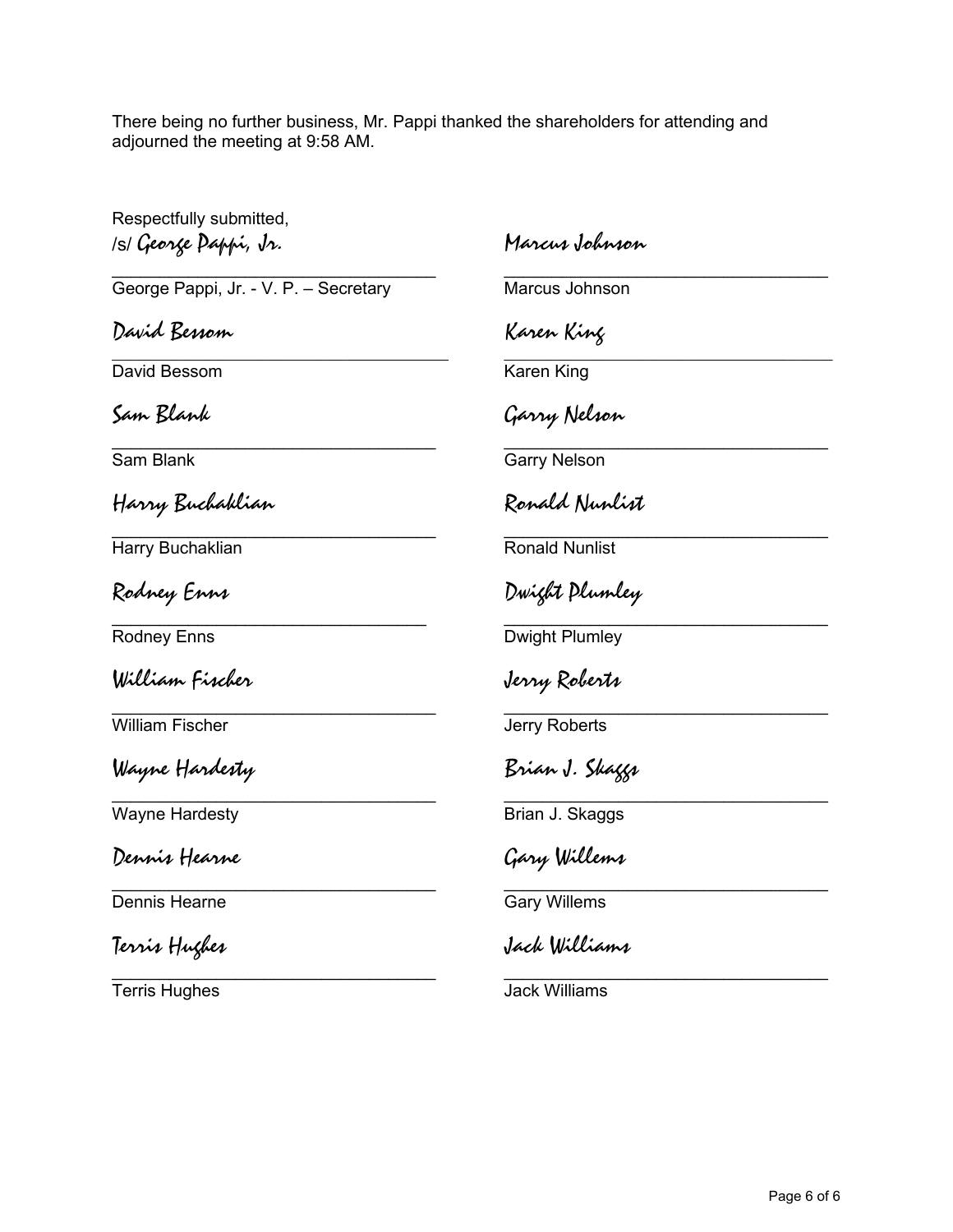There being no further business, Mr. Pappi thanked the shareholders for attending and adjourned the meeting at 9:58 AM.

Respectfully submitted,

/s/ *George Pappi, Jr.*
\_\_\_\_\_\_\_\_\_\_\_\_\_\_\_\_\_\_\_\_\_\_\_\_\_\_\_\_\_\_\_\_
George Pappi, Jr. - V. P. – Secretary

*David Bessom*
\_\_\_\_\_\_\_\_\_\_\_\_\_\_\_\_\_\_\_\_\_\_\_\_\_\_\_\_\_\_\_\_
David Bessom

*Sam Blank*
\_\_\_\_\_\_\_\_\_\_\_\_\_\_\_\_\_\_\_\_\_\_\_\_\_\_\_\_\_\_\_\_
Sam Blank

*Harry Buchaklian*
\_\_\_\_\_\_\_\_\_\_\_\_\_\_\_\_\_\_\_\_\_\_\_\_\_\_\_\_\_\_\_\_
Harry Buchaklian

*Rodney Enns*
\_\_\_\_\_\_\_\_\_\_\_\_\_\_\_\_\_\_\_\_\_\_\_\_\_\_\_\_\_\_\_\_
Rodney Enns

*William Fischer*
\_\_\_\_\_\_\_\_\_\_\_\_\_\_\_\_\_\_\_\_\_\_\_\_\_\_\_\_\_\_\_\_
William Fischer

*Wayne Hardesty*
\_\_\_\_\_\_\_\_\_\_\_\_\_\_\_\_\_\_\_\_\_\_\_\_\_\_\_\_\_\_\_\_
Wayne Hardesty

*Dennis Hearne*
\_\_\_\_\_\_\_\_\_\_\_\_\_\_\_\_\_\_\_\_\_\_\_\_\_\_\_\_\_\_\_\_
Dennis Hearne

*Terris Hughes*
\_\_\_\_\_\_\_\_\_\_\_\_\_\_\_\_\_\_\_\_\_\_\_\_\_\_\_\_\_\_\_\_
Terris Hughes

*Marcus Johnson*
\_\_\_\_\_\_\_\_\_\_\_\_\_\_\_\_\_\_\_\_\_\_\_\_\_\_\_\_\_\_\_\_
Marcus Johnson

*Karen King*
\_\_\_\_\_\_\_\_\_\_\_\_\_\_\_\_\_\_\_\_\_\_\_\_\_\_\_\_\_\_\_\_
Karen King

*Garry Nelson*
\_\_\_\_\_\_\_\_\_\_\_\_\_\_\_\_\_\_\_\_\_\_\_\_\_\_\_\_\_\_\_\_
Garry Nelson

*Ronald Nunlist*
\_\_\_\_\_\_\_\_\_\_\_\_\_\_\_\_\_\_\_\_\_\_\_\_\_\_\_\_\_\_\_\_
Ronald Nunlist

*Dwight Plumley*
\_\_\_\_\_\_\_\_\_\_\_\_\_\_\_\_\_\_\_\_\_\_\_\_\_\_\_\_\_\_\_\_
Dwight Plumley

*Jerry Roberts*
\_\_\_\_\_\_\_\_\_\_\_\_\_\_\_\_\_\_\_\_\_\_\_\_\_\_\_\_\_\_\_\_
Jerry Roberts

*Brian J. Skaggs*
\_\_\_\_\_\_\_\_\_\_\_\_\_\_\_\_\_\_\_\_\_\_\_\_\_\_\_\_\_\_\_\_
Brian J. Skaggs

*Gary Willems*
\_\_\_\_\_\_\_\_\_\_\_\_\_\_\_\_\_\_\_\_\_\_\_\_\_\_\_\_\_\_\_\_
Gary Willems

*Jack Williams*
\_\_\_\_\_\_\_\_\_\_\_\_\_\_\_\_\_\_\_\_\_\_\_\_\_\_\_\_\_\_\_\_
Jack Williams